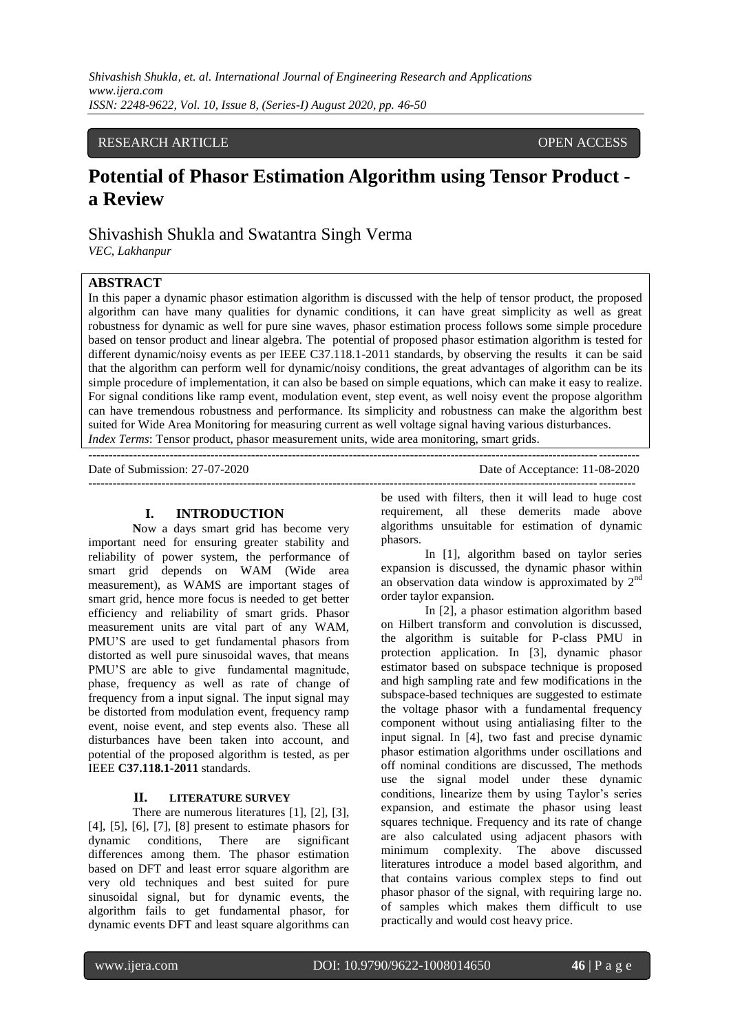RESEARCH ARTICLE OPEN ACCESS

# Potential of Phasor Estimation Algorithm using Tensor Product - a Review

Shivashish Shukla and Swatantra Singh Verma

*VEC, Lakhanpur*

## ABSTRACT

In this paper a dynamic phasor estimation algorithm is discussed with the help of tensor product, the proposed algorithm can have many qualities for dynamic conditions, it can have great simplicity as well as great robustness for dynamic as well for pure sine waves, phasor estimation process follows some simple procedure based on tensor product and linear algebra. The potential of proposed phasor estimation algorithm is tested for different dynamic/noisy events as per IEEE C37.118.1-2011 standards, by observing the results it can be said that the algorithm can perform well for dynamic/noisy conditions, the great advantages of algorithm can be its simple procedure of implementation, it can also be based on simple equations, which can make it easy to realize. For signal conditions like ramp event, modulation event, step event, as well noisy event the propose algorithm can have tremendous robustness and performance. Its simplicity and robustness can make the algorithm best suited for Wide Area Monitoring for measuring current as well voltage signal having various disturbances.

*Index Terms*: Tensor product, phasor measurement units, wide area monitoring, smart grids.

---

Date of Submission: 27-07-2020 Date of Acceptance: 11-08-2020

---

## I. INTRODUCTION

**N**ow a days smart grid has become very important need for ensuring greater stability and reliability of power system, the performance of smart grid depends on WAM (Wide area measurement), as WAMS are important stages of smart grid, hence more focus is needed to get better efficiency and reliability of smart grids. Phasor measurement units are vital part of any WAM, PMU'S are used to get fundamental phasors from distorted as well pure sinusoidal waves, that means PMU'S are able to give fundamental magnitude, phase, frequency as well as rate of change of frequency from a input signal. The input signal may be distorted from modulation event, frequency ramp event, noise event, and step events also. These all disturbances have been taken into account, and potential of the proposed algorithm is tested, as per IEEE **C37.118.1-2011** standards.

## II. LITERATURE SURVEY

There are numerous literatures [1], [2], [3], [4], [5], [6], [7], [8] present to estimate phasors for dynamic conditions, There are significant differences among them. The phasor estimation based on DFT and least error square algorithm are very old techniques and best suited for pure sinusoidal signal, but for dynamic events, the algorithm fails to get fundamental phasor, for dynamic events DFT and least square algorithms can be used with filters, then it will lead to huge cost requirement, all these demerits made above algorithms unsuitable for estimation of dynamic phasors.

In [1], algorithm based on taylor series expansion is discussed, the dynamic phasor within an observation data window is approximated by $2^{nd}$ order taylor expansion.

In [2], a phasor estimation algorithm based on Hilbert transform and convolution is discussed, the algorithm is suitable for P-class PMU in protection application. In [3], dynamic phasor estimator based on subspace technique is proposed and high sampling rate and few modifications in the subspace-based techniques are suggested to estimate the voltage phasor with a fundamental frequency component without using antialiasing filter to the input signal. In [4], two fast and precise dynamic phasor estimation algorithms under oscillations and off nominal conditions are discussed, The methods use the signal model under these dynamic conditions, linearize them by using Taylor's series expansion, and estimate the phasor using least squares technique. Frequency and its rate of change are also calculated using adjacent phasors with minimum complexity. The above discussed literatures introduce a model based algorithm, and that contains various complex steps to find out phasor phasor of the signal, with requiring large no. of samples which makes them difficult to use practically and would cost heavy price.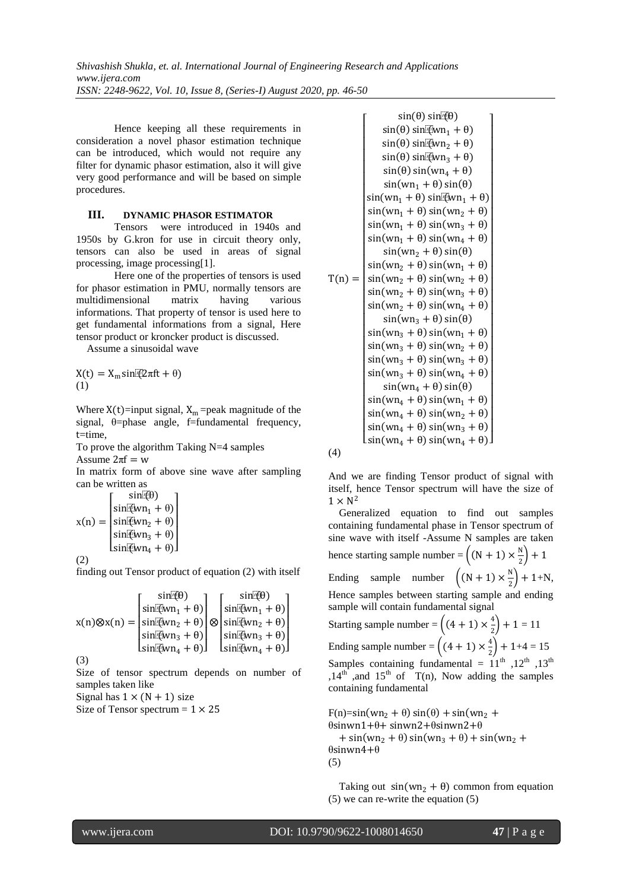Hence keeping all these requirements in consideration a novel phasor estimation technique can be introduced, which would not require any filter for dynamic phasor estimation, also it will give very good performance and will be based on simple procedures.

## III. DYNAMIC PHASOR ESTIMATOR

Tensors were introduced in 1940s and 1950s by G.kron for use in circuit theory only, tensors can also be used in areas of signal processing, image processing[1].

Here one of the properties of tensors is used for phasor estimation in PMU, normally tensors are multidimensional matrix having various informations. That property of tensor is used here to get fundamental informations from a signal, Here tensor product or kroncker product is discussed.

Assume a sinusoidal wave

$$X(t) = X_m \sin(2\pi f t + \theta) \quad (1)$$

Where $X(t)$=input signal, $X_m$ =peak magnitude of the signal, θ=phase angle, f=fundamental frequency, t=time,

To prove the algorithm Taking N=4 samples

Assume $2\pi f = w$

In matrix form of above sine wave after sampling can be written as

$$x(n) = \begin{bmatrix} \sin(\theta) \\ \sin(wn_1 + \theta) \\ \sin(wn_2 + \theta) \\ \sin(wn_3 + \theta) \\ \sin(wn_4 + \theta) \end{bmatrix} \quad (2)$$

finding out Tensor product of equation (2) with itself

$$x(n) \otimes x(n) = \begin{bmatrix} \sin(\theta) \\ \sin(wn_1 + \theta) \\ \sin(wn_2 + \theta) \\ \sin(wn_3 + \theta) \\ \sin(wn_4 + \theta) \end{bmatrix} \otimes \begin{bmatrix} \sin(\theta) \\ \sin(wn_1 + \theta) \\ \sin(wn_2 + \theta) \\ \sin(wn_3 + \theta) \\ \sin(wn_4 + \theta) \end{bmatrix} \quad (3)$$

Size of tensor spectrum depends on number of samples taken like

Signal has $1 \times (N + 1)$ size

Size of Tensor spectrum = $1 \times 25$

$$T(n) = \begin{bmatrix} \sin(\theta)\sin(\theta) \\ \sin(\theta)\sin(wn_1 + \theta) \\ \sin(\theta)\sin(wn_2 + \theta) \\ \sin(\theta)\sin(wn_3 + \theta) \\ \sin(\theta)\sin(wn_4 + \theta) \\ \sin(wn_1 + \theta)\sin(\theta) \\ \sin(wn_1 + \theta)\sin(wn_1 + \theta) \\ \sin(wn_1 + \theta)\sin(wn_2 + \theta) \\ \sin(wn_1 + \theta)\sin(wn_3 + \theta) \\ \sin(wn_1 + \theta)\sin(wn_4 + \theta) \\ \sin(wn_2 + \theta)\sin(\theta) \\ \sin(wn_2 + \theta)\sin(wn_1 + \theta) \\ \sin(wn_2 + \theta)\sin(wn_2 + \theta) \\ \sin(wn_2 + \theta)\sin(wn_3 + \theta) \\ \sin(wn_2 + \theta)\sin(wn_4 + \theta) \\ \sin(wn_3 + \theta)\sin(\theta) \\ \sin(wn_3 + \theta)\sin(wn_1 + \theta) \\ \sin(wn_3 + \theta)\sin(wn_2 + \theta) \\ \sin(wn_3 + \theta)\sin(wn_3 + \theta) \\ \sin(wn_3 + \theta)\sin(wn_4 + \theta) \\ \sin(wn_4 + \theta)\sin(\theta) \\ \sin(wn_4 + \theta)\sin(wn_1 + \theta) \\ \sin(wn_4 + \theta)\sin(wn_2 + \theta) \\ \sin(wn_4 + \theta)\sin(wn_3 + \theta) \\ \sin(wn_4 + \theta)\sin(wn_4 + \theta) \end{bmatrix} \quad (4)$$

And we are finding Tensor product of signal with itself, hence Tensor spectrum will have the size of $1 \times N^2$

Generalized equation to find out samples containing fundamental phase in Tensor spectrum of sine wave with itself -Assume N samples are taken hence starting sample number = $\left((N + 1) \times \frac{N}{2}\right) + 1$

Ending sample number $\left((N + 1) \times \frac{N}{2}\right) + 1 + N$,

Hence samples between starting sample and ending sample will contain fundamental signal

Starting sample number = $\left((4 + 1) \times \frac{4}{2}\right) + 1 = 11$

Ending sample number = $\left((4 + 1) \times \frac{4}{2}\right) + 1 + 4 = 15$

Samples containing fundamental = 11th ,12th ,13th ,14th ,and 15th of T(n), Now adding the samples containing fundamental

$$F(n) = \sin(wn_2 + \theta)\sin(\theta) + \sin(wn_2 + \theta)\sin(wn_1 + \theta) + \sin(wn_2 + \theta)\sin(wn_2 + \theta) + \sin(wn_2 + \theta)\sin(wn_3 + \theta) + \sin(wn_2 + \theta)\sin(wn_4 + \theta) \quad (5)$$

Taking out $\sin(wn_2 + \theta)$ common from equation (5) we can re-write the equation (5)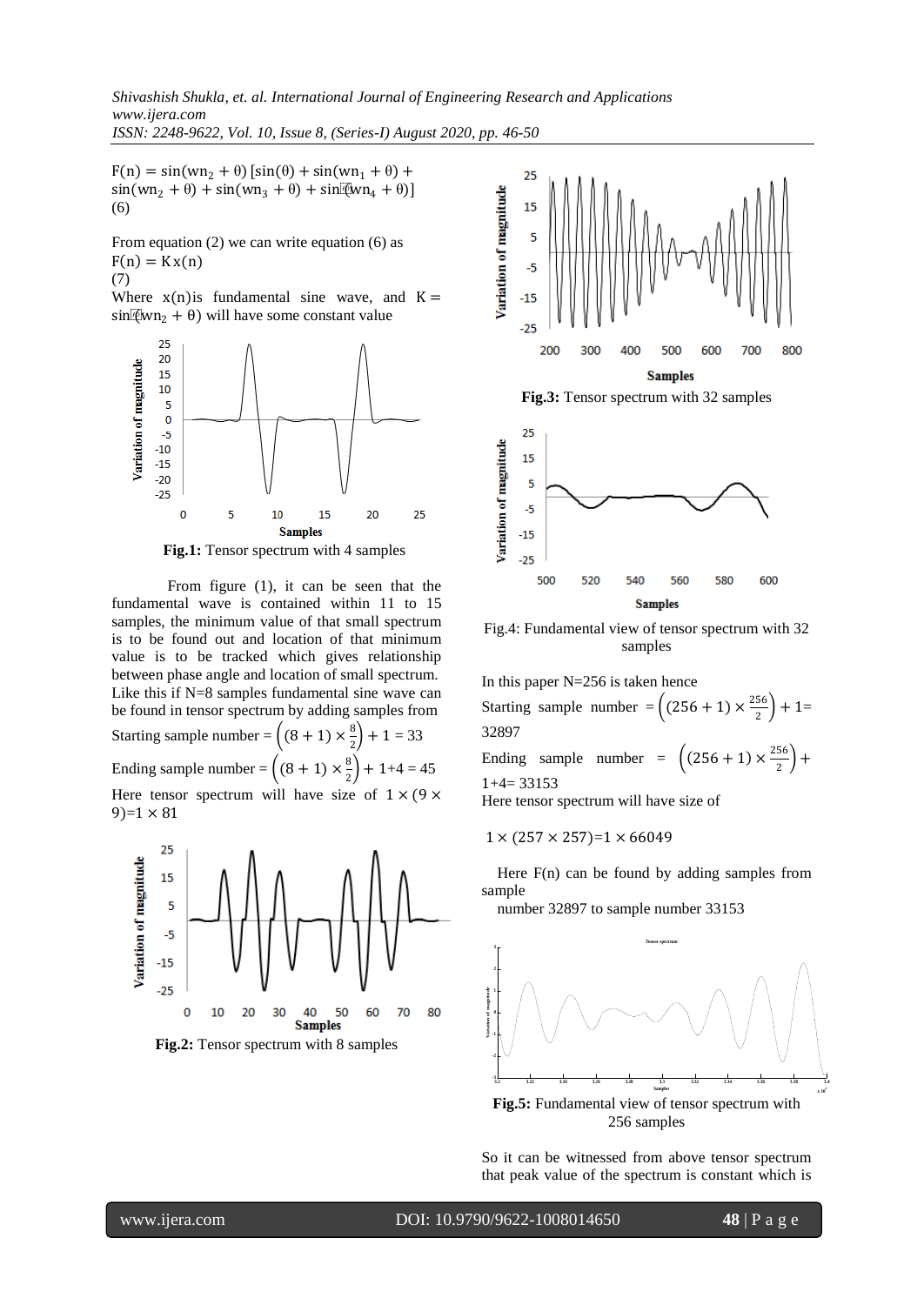$F(n) = \sin(wn_2 + \theta)\,[\sin(\theta) + \sin(wn_1 + \theta) + \sin(wn_2 + \theta) + \sin(wn_3 + \theta) + \sin(wn_4 + \theta)]$
(6)

From equation (2) we can write equation (6) as

$F(n) = K\,x(n)$
(7)

Where $x(n)$ is fundamental sine wave, and $K = \sin(wn_2 + \theta)$ will have some constant value

**Fig.1:** Tensor spectrum with 4 samples

From figure (1), it can be seen that the fundamental wave is contained within 11 to 15 samples, the minimum value of that small spectrum is to be found out and location of that minimum value is to be tracked which gives relationship between phase angle and location of small spectrum. Like this if N=8 samples fundamental sine wave can be found in tensor spectrum by adding samples from

Starting sample number $= \left((8+1)\times\frac{8}{2}\right) + 1 = 33$

Ending sample number $= \left((8+1)\times\frac{8}{2}\right) + 1 + 4 = 45$

Here tensor spectrum will have size of $1\times(9\times9) = 1\times 81$

**Fig.2:** Tensor spectrum with 8 samples

**Fig.3:** Tensor spectrum with 32 samples

Fig.4: Fundamental view of tensor spectrum with 32 samples

In this paper N=256 is taken hence

Starting sample number $= \left((256+1)\times\frac{256}{2}\right) + 1 =$ 32897

Ending sample number $= \left((256+1)\times\frac{256}{2}\right) +$ 1+4= 33153

Here tensor spectrum will have size of

$1\times(257\times257) = 1\times 66049$

Here F(n) can be found by adding samples from sample number 32897 to sample number 33153

**Fig.5:** Fundamental view of tensor spectrum with 256 samples

So it can be witnessed from above tensor spectrum that peak value of the spectrum is constant which is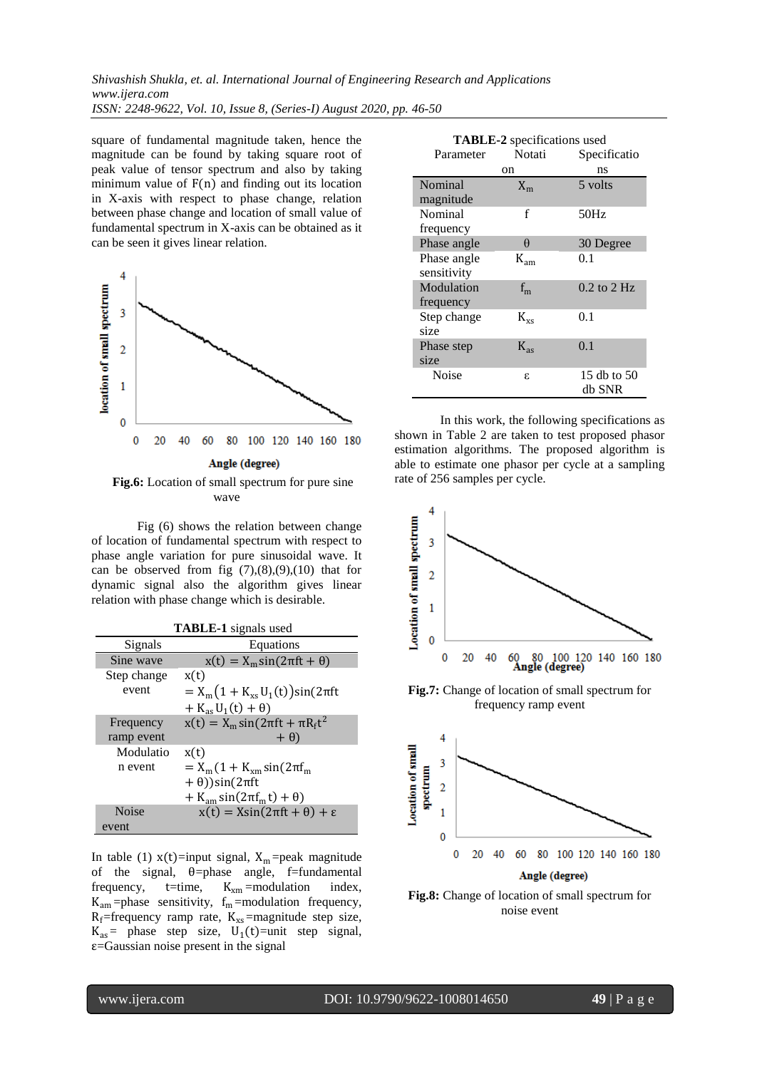square of fundamental magnitude taken, hence the magnitude can be found by taking square root of peak value of tensor spectrum and also by taking minimum value of F(n) and finding out its location in X-axis with respect to phase change, relation between phase change and location of small value of fundamental spectrum in X-axis can be obtained as it can be seen it gives linear relation.

**Fig.6:** Location of small spectrum for pure sine wave

Fig (6) shows the relation between change of location of fundamental spectrum with respect to phase angle variation for pure sinusoidal wave. It can be observed from fig (7),(8),(9),(10) that for dynamic signal also the algorithm gives linear relation with phase change which is desirable.

**TABLE-1** signals used

| Signals | Equations |
|---|---|
| Sine wave | $x(t) = X_m \sin(2\pi f t + \theta)$ |
| Step change event | $x(t) = X_m\left(1 + K_{xs} U_1(t)\right)\sin(2\pi f t + K_{as} U_1(t) + \theta)$ |
| Frequency ramp event | $x(t) = X_m \sin(2\pi f t + \pi R_f t^2 + \theta)$ |
| Modulation event | $x(t) = X_m(1 + K_{xm}\sin(2\pi f_m + \theta))\sin(2\pi f t + K_{am}\sin(2\pi f_m t) + \theta)$ |
| Noise event | $x(t) = X\sin(2\pi f t + \theta) + \varepsilon$ |

In table (1) x(t)=input signal, $X_m$=peak magnitude of the signal, θ=phase angle, f=fundamental frequency, t=time, $K_{xm}$=modulation index, $K_{am}$=phase sensitivity, $f_m$=modulation frequency, $R_f$=frequency ramp rate, $K_{xs}$=magnitude step size, $K_{as}$= phase step size, $U_1(t)$=unit step signal, ε=Gaussian noise present in the signal

**TABLE-2** specifications used

| Parameter | Notation | Specifications |
|---|---|---|
| Nominal magnitude | $X_m$ | 5 volts |
| Nominal frequency | f | 50Hz |
| Phase angle | θ | 30 Degree |
| Phase angle sensitivity | $K_{am}$ | 0.1 |
| Modulation frequency | $f_m$ | 0.2 to 2 Hz |
| Step change size | $K_{xs}$ | 0.1 |
| Phase step size | $K_{as}$ | 0.1 |
| Noise | ε | 15 db to 50 db SNR |

In this work, the following specifications as shown in Table 2 are taken to test proposed phasor estimation algorithms. The proposed algorithm is able to estimate one phasor per cycle at a sampling rate of 256 samples per cycle.

**Fig.7:** Change of location of small spectrum for frequency ramp event

**Fig.8:** Change of location of small spectrum for noise event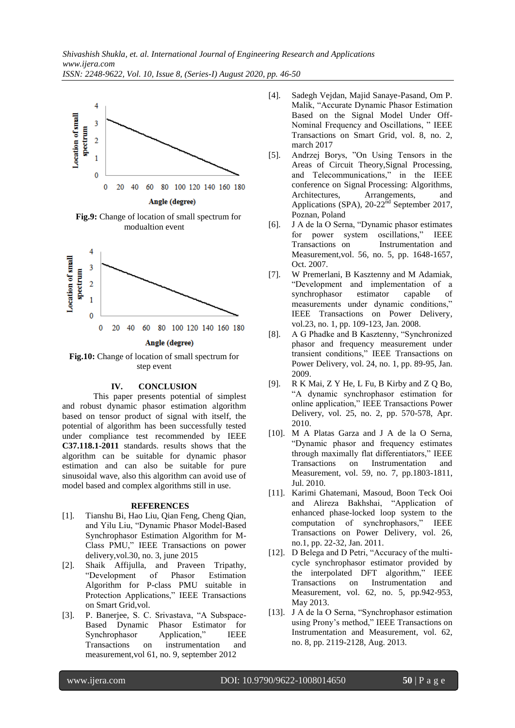4

3

2

1

0

0 20 40 60 80 100 120 140 160 180

Location of small spectrum

Angle (degree)

**Fig.9:** Change of location of small spectrum for modualtion event

4

3

2

1

0

0 20 40 60 80 100 120 140 160 180

Location of small spectrum

Angle (degree)

**Fig.10:** Change of location of small spectrum for step event

## IV. CONCLUSION

This paper presents potential of simplest and robust dynamic phasor estimation algorithm based on tensor product of signal with itself, the potential of algorithm has been successfully tested under compliance test recommended by IEEE **C37.118.1-2011** standards. results shows that the algorithm can be suitable for dynamic phasor estimation and can also be suitable for pure sinusoidal wave, also this algorithm can avoid use of model based and complex algorithms still in use.

## REFERENCES

[1]. Tianshu Bi, Hao Liu, Qian Feng, Cheng Qian, and Yilu Liu, "Dynamic Phasor Model-Based Synchrophasor Estimation Algorithm for M-Class PMU," IEEE Transactions on power delivery,vol.30, no. 3, june 2015

[2]. Shaik Affijulla, and Praveen Tripathy, "Development of Phasor Estimation Algorithm for P-class PMU suitable in Protection Applications," IEEE Transactions on Smart Grid,vol.

[3]. P. Banerjee, S. C. Srivastava, "A Subspace-Based Dynamic Phasor Estimator for Synchrophasor Application," IEEE Transactions on instrumentation and measurement,vol 61, no. 9, september 2012

[4]. Sadegh Vejdan, Majid Sanaye-Pasand, Om P. Malik, "Accurate Dynamic Phasor Estimation Based on the Signal Model Under Off-Nominal Frequency and Oscillations, " IEEE Transactions on Smart Grid, vol. 8, no. 2, march 2017

[5]. Andrzej Borys, "On Using Tensors in the Areas of Circuit Theory,Signal Processing, and Telecommunications," in the IEEE conference on Signal Processing: Algorithms, Architectures, Arrangements, and Applications (SPA), 20-22nd September 2017, Poznan, Poland

[6]. J A de la O Serna, "Dynamic phasor estimates for power system oscillations," IEEE Transactions on Instrumentation and Measurement,vol. 56, no. 5, pp. 1648-1657, Oct. 2007.

[7]. W Premerlani, B Kasztenny and M Adamiak, "Development and implementation of a synchrophasor estimator capable of measurements under dynamic conditions," IEEE Transactions on Power Delivery, vol.23, no. 1, pp. 109-123, Jan. 2008.

[8]. A G Phadke and B Kasztenny, "Synchronized phasor and frequency measurement under transient conditions," IEEE Transactions on Power Delivery, vol. 24, no. 1, pp. 89-95, Jan. 2009.

[9]. R K Mai, Z Y He, L Fu, B Kirby and Z Q Bo, "A dynamic synchrophasor estimation for online application," IEEE Transactions Power Delivery, vol. 25, no. 2, pp. 570-578, Apr. 2010.

[10]. M A Platas Garza and J A de la O Serna, "Dynamic phasor and frequency estimates through maximally flat differentiators," IEEE Transactions on Instrumentation and Measurement, vol. 59, no. 7, pp.1803-1811, Jul. 2010.

[11]. Karimi Ghatemani, Masoud, Boon Teck Ooi and Alireza Bakhshai, "Application of enhanced phase-locked loop system to the computation of synchrophasors," IEEE Transactions on Power Delivery, vol. 26, no.1, pp. 22-32, Jan. 2011.

[12]. D Belega and D Petri, "Accuracy of the multi-cycle synchrophasor estimator provided by the interpolated DFT algorithm," IEEE Transactions on Instrumentation and Measurement, vol. 62, no. 5, pp.942-953, May 2013.

[13]. J A de la O Serna, "Synchrophasor estimation using Prony's method," IEEE Transactions on Instrumentation and Measurement, vol. 62, no. 8, pp. 2119-2128, Aug. 2013.